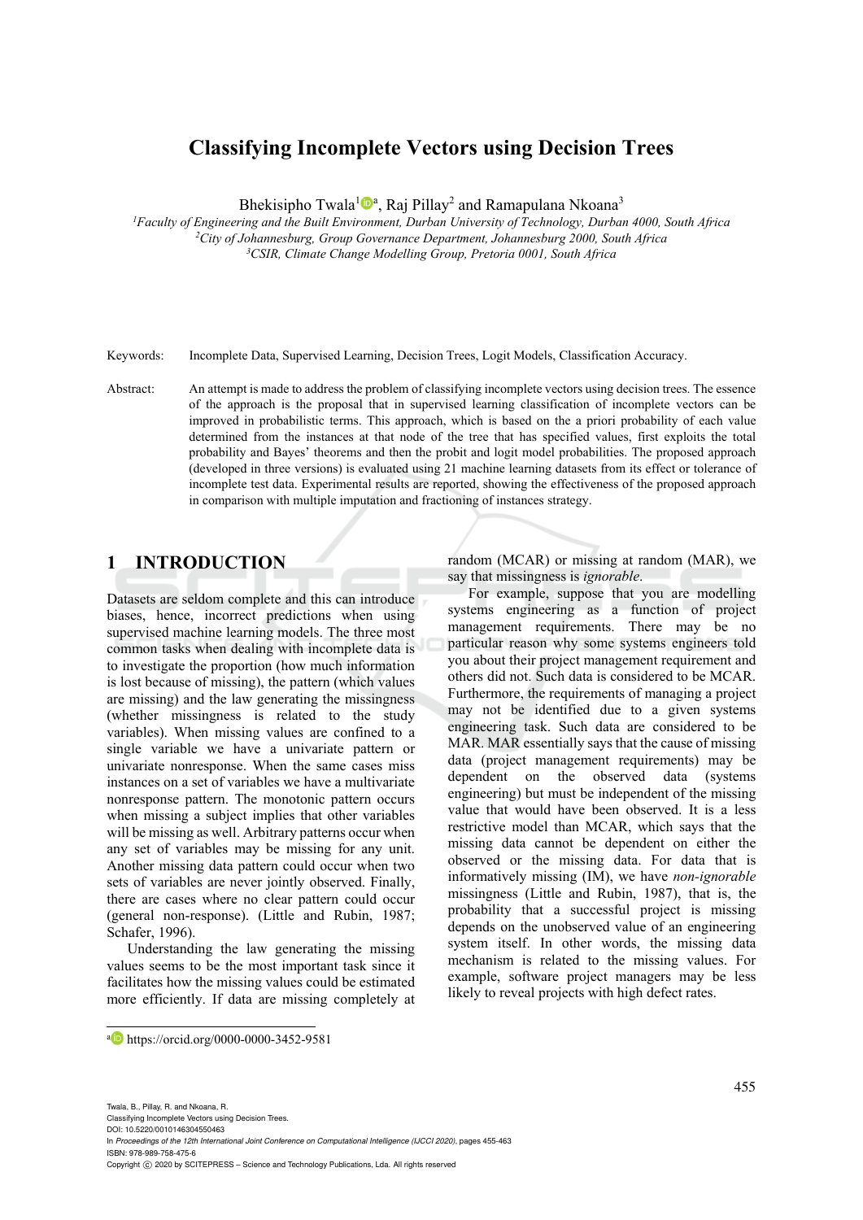# Classifying Incomplete Vectors using Decision Trees

Bhekisipho Twala[1][a], Raj Pillay[2] and Ramapulana Nkoana[3]

[1]*Faculty of Engineering and the Built Environment, Durban University of Technology, Durban 4000, South Africa*
[2]*City of Johannesburg, Group Governance Department, Johannesburg 2000, South Africa*
[3]*CSIR, Climate Change Modelling Group, Pretoria 0001, South Africa*

Keywords: Incomplete Data, Supervised Learning, Decision Trees, Logit Models, Classification Accuracy.

Abstract: An attempt is made to address the problem of classifying incomplete vectors using decision trees. The essence of the approach is the proposal that in supervised learning classification of incomplete vectors can be improved in probabilistic terms. This approach, which is based on the a priori probability of each value determined from the instances at that node of the tree that has specified values, first exploits the total probability and Bayes' theorems and then the probit and logit model probabilities. The proposed approach (developed in three versions) is evaluated using 21 machine learning datasets from its effect or tolerance of incomplete test data. Experimental results are reported, showing the effectiveness of the proposed approach in comparison with multiple imputation and fractioning of instances strategy.

## 1 INTRODUCTION

Datasets are seldom complete and this can introduce biases, hence, incorrect predictions when using supervised machine learning models. The three most common tasks when dealing with incomplete data is to investigate the proportion (how much information is lost because of missing), the pattern (which values are missing) and the law generating the missingness (whether missingness is related to the study variables). When missing values are confined to a single variable we have a univariate pattern or univariate nonresponse. When the same cases miss instances on a set of variables we have a multivariate nonresponse pattern. The monotonic pattern occurs when missing a subject implies that other variables will be missing as well. Arbitrary patterns occur when any set of variables may be missing for any unit. Another missing data pattern could occur when two sets of variables are never jointly observed. Finally, there are cases where no clear pattern could occur (general non-response). (Little and Rubin, 1987; Schafer, 1996).

Understanding the law generating the missing values seems to be the most important task since it facilitates how the missing values could be estimated more efficiently. If data are missing completely at random (MCAR) or missing at random (MAR), we say that missingness is *ignorable*.

For example, suppose that you are modelling systems engineering as a function of project management requirements. There may be no particular reason why some systems engineers told you about their project management requirement and others did not. Such data is considered to be MCAR. Furthermore, the requirements of managing a project may not be identified due to a given systems engineering task. Such data are considered to be MAR. MAR essentially says that the cause of missing data (project management requirements) may be dependent on the observed data (systems engineering) but must be independent of the missing value that would have been observed. It is a less restrictive model than MCAR, which says that the missing data cannot be dependent on either the observed or the missing data. For data that is informatively missing (IM), we have *non-ignorable* missingness (Little and Rubin, 1987), that is, the probability that a successful project is missing depends on the unobserved value of an engineering system itself. In other words, the missing data mechanism is related to the missing values. For example, software project managers may be less likely to reveal projects with high defect rates.

[a] https://orcid.org/0000-0000-3452-9581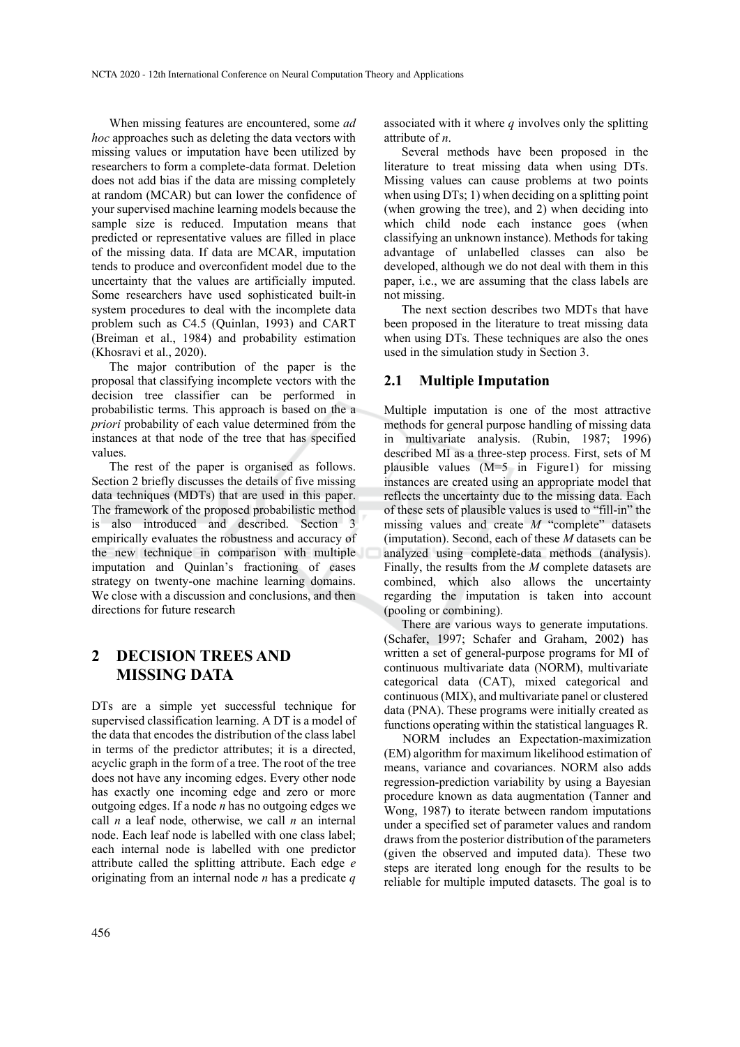When missing features are encountered, some *ad hoc* approaches such as deleting the data vectors with missing values or imputation have been utilized by researchers to form a complete-data format. Deletion does not add bias if the data are missing completely at random (MCAR) but can lower the confidence of your supervised machine learning models because the sample size is reduced. Imputation means that predicted or representative values are filled in place of the missing data. If data are MCAR, imputation tends to produce and overconfident model due to the uncertainty that the values are artificially imputed. Some researchers have used sophisticated built-in system procedures to deal with the incomplete data problem such as C4.5 (Quinlan, 1993) and CART (Breiman et al., 1984) and probability estimation (Khosravi et al., 2020).

The major contribution of the paper is the proposal that classifying incomplete vectors with the decision tree classifier can be performed in probabilistic terms. This approach is based on the a *priori* probability of each value determined from the instances at that node of the tree that has specified values.

The rest of the paper is organised as follows. Section 2 briefly discusses the details of five missing data techniques (MDTs) that are used in this paper. The framework of the proposed probabilistic method is also introduced and described. Section 3 empirically evaluates the robustness and accuracy of the new technique in comparison with multiple imputation and Quinlan's fractioning of cases strategy on twenty-one machine learning domains. We close with a discussion and conclusions, and then directions for future research

## 2 DECISION TREES AND MISSING DATA

DTs are a simple yet successful technique for supervised classification learning. A DT is a model of the data that encodes the distribution of the class label in terms of the predictor attributes; it is a directed, acyclic graph in the form of a tree. The root of the tree does not have any incoming edges. Every other node has exactly one incoming edge and zero or more outgoing edges. If a node *n* has no outgoing edges we call *n* a leaf node, otherwise, we call *n* an internal node. Each leaf node is labelled with one class label; each internal node is labelled with one predictor attribute called the splitting attribute. Each edge *e* originating from an internal node *n* has a predicate *q* associated with it where *q* involves only the splitting attribute of *n*.

Several methods have been proposed in the literature to treat missing data when using DTs. Missing values can cause problems at two points when using DTs; 1) when deciding on a splitting point (when growing the tree), and 2) when deciding into which child node each instance goes (when classifying an unknown instance). Methods for taking advantage of unlabelled classes can also be developed, although we do not deal with them in this paper, i.e., we are assuming that the class labels are not missing.

The next section describes two MDTs that have been proposed in the literature to treat missing data when using DTs. These techniques are also the ones used in the simulation study in Section 3.

### 2.1 Multiple Imputation

Multiple imputation is one of the most attractive methods for general purpose handling of missing data in multivariate analysis. (Rubin, 1987; 1996) described MI as a three-step process. First, sets of M plausible values (M=5 in Figure1) for missing instances are created using an appropriate model that reflects the uncertainty due to the missing data. Each of these sets of plausible values is used to "fill-in" the missing values and create *M* "complete" datasets (imputation). Second, each of these *M* datasets can be analyzed using complete-data methods (analysis). Finally, the results from the *M* complete datasets are combined, which also allows the uncertainty regarding the imputation is taken into account (pooling or combining).

There are various ways to generate imputations. (Schafer, 1997; Schafer and Graham, 2002) has written a set of general-purpose programs for MI of continuous multivariate data (NORM), multivariate categorical data (CAT), mixed categorical and continuous (MIX), and multivariate panel or clustered data (PNA). These programs were initially created as functions operating within the statistical languages R.

NORM includes an Expectation-maximization (EM) algorithm for maximum likelihood estimation of means, variance and covariances. NORM also adds regression-prediction variability by using a Bayesian procedure known as data augmentation (Tanner and Wong, 1987) to iterate between random imputations under a specified set of parameter values and random draws from the posterior distribution of the parameters (given the observed and imputed data). These two steps are iterated long enough for the results to be reliable for multiple imputed datasets. The goal is to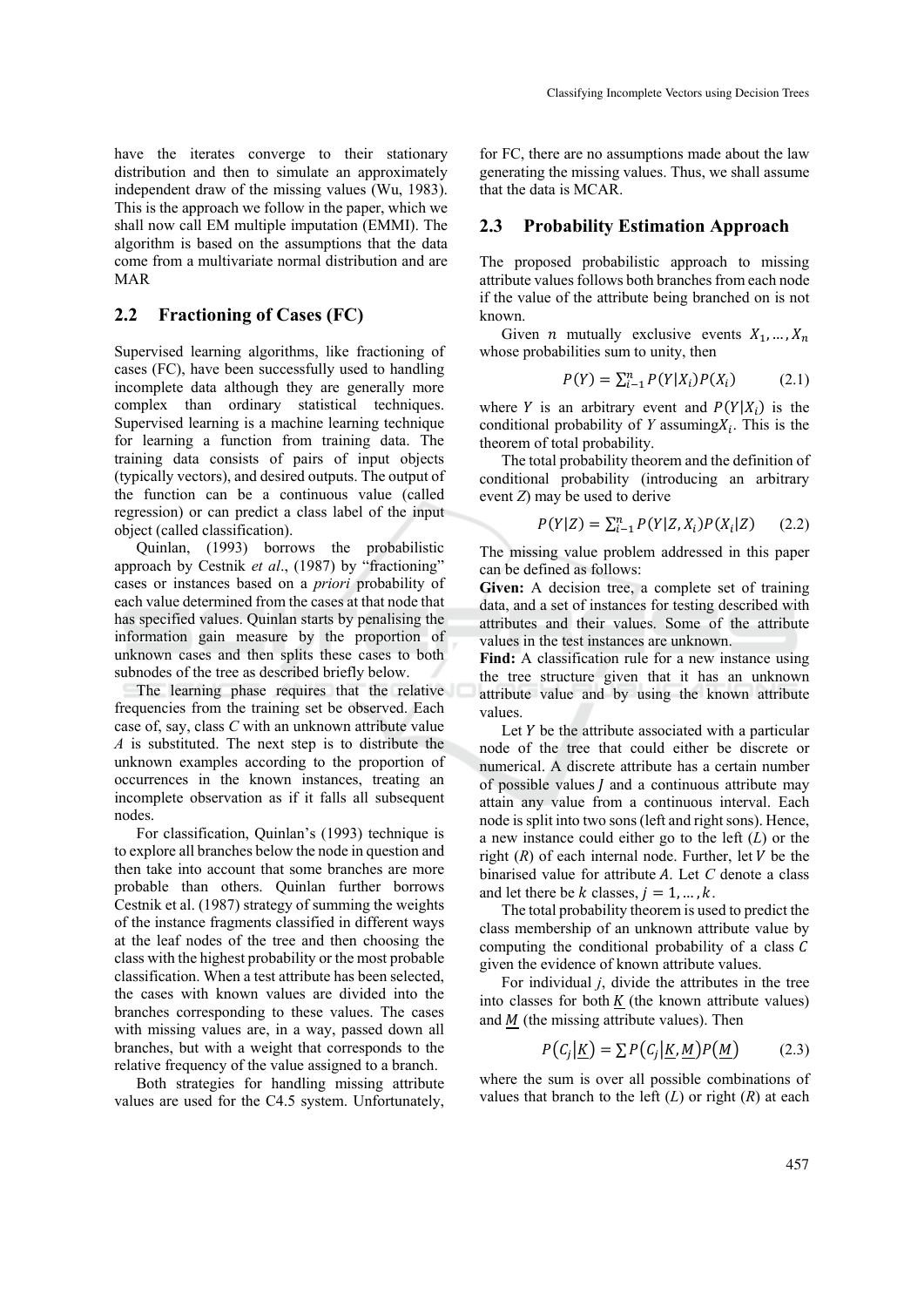have the iterates converge to their stationary distribution and then to simulate an approximately independent draw of the missing values (Wu, 1983). This is the approach we follow in the paper, which we shall now call EM multiple imputation (EMMI). The algorithm is based on the assumptions that the data come from a multivariate normal distribution and are MAR

## 2.2 Fractioning of Cases (FC)

Supervised learning algorithms, like fractioning of cases (FC), have been successfully used to handling incomplete data although they are generally more complex than ordinary statistical techniques. Supervised learning is a machine learning technique for learning a function from training data. The training data consists of pairs of input objects (typically vectors), and desired outputs. The output of the function can be a continuous value (called regression) or can predict a class label of the input object (called classification).

Quinlan, (1993) borrows the probabilistic approach by Cestnik *et al*., (1987) by "fractioning" cases or instances based on a *priori* probability of each value determined from the cases at that node that has specified values. Quinlan starts by penalising the information gain measure by the proportion of unknown cases and then splits these cases to both subnodes of the tree as described briefly below.

The learning phase requires that the relative frequencies from the training set be observed. Each case of, say, class *C* with an unknown attribute value *A* is substituted. The next step is to distribute the unknown examples according to the proportion of occurrences in the known instances, treating an incomplete observation as if it falls all subsequent nodes.

For classification, Quinlan's (1993) technique is to explore all branches below the node in question and then take into account that some branches are more probable than others. Quinlan further borrows Cestnik et al. (1987) strategy of summing the weights of the instance fragments classified in different ways at the leaf nodes of the tree and then choosing the class with the highest probability or the most probable classification. When a test attribute has been selected, the cases with known values are divided into the branches corresponding to these values. The cases with missing values are, in a way, passed down all branches, but with a weight that corresponds to the relative frequency of the value assigned to a branch.

Both strategies for handling missing attribute values are used for the C4.5 system. Unfortunately, for FC, there are no assumptions made about the law generating the missing values. Thus, we shall assume that the data is MCAR.

## 2.3 Probability Estimation Approach

The proposed probabilistic approach to missing attribute values follows both branches from each node if the value of the attribute being branched on is not known.

Given $n$ mutually exclusive events $X_1, \dots, X_n$ whose probabilities sum to unity, then

$$P(Y) = \sum_{i-1}^{n} P(Y|X_i)P(X_i) \qquad (2.1)$$

where $Y$ is an arbitrary event and $P(Y|X_i)$ is the conditional probability of *Y* assuming $X_i$. This is the theorem of total probability.

The total probability theorem and the definition of conditional probability (introducing an arbitrary event *Z*) may be used to derive

$$P(Y|Z) = \sum_{i-1}^{n} P(Y|Z, X_i)P(X_i|Z) \qquad (2.2)$$

The missing value problem addressed in this paper can be defined as follows:

**Given:** A decision tree, a complete set of training data, and a set of instances for testing described with attributes and their values. Some of the attribute values in the test instances are unknown.

**Find:** A classification rule for a new instance using the tree structure given that it has an unknown attribute value and by using the known attribute values.

Let $Y$ be the attribute associated with a particular node of the tree that could either be discrete or numerical. A discrete attribute has a certain number of possible values $J$ and a continuous attribute may attain any value from a continuous interval. Each node is split into two sons (left and right sons). Hence, a new instance could either go to the left (*L*) or the right (*R*) of each internal node. Further, let $V$ be the binarised value for attribute $A$. Let $C$ denote a class and let there be $k$ classes, $j = 1, \dots, k$.

The total probability theorem is used to predict the class membership of an unknown attribute value by computing the conditional probability of a class $C$ given the evidence of known attribute values.

For individual *j*, divide the attributes in the tree into classes for both $\underline{K}$ (the known attribute values) and $\underline{M}$ (the missing attribute values). Then

$$P(C_j|\underline{K}) = \sum P(C_j|\underline{K}, \underline{M})P(\underline{M}) \qquad (2.3)$$

where the sum is over all possible combinations of values that branch to the left (*L*) or right (*R*) at each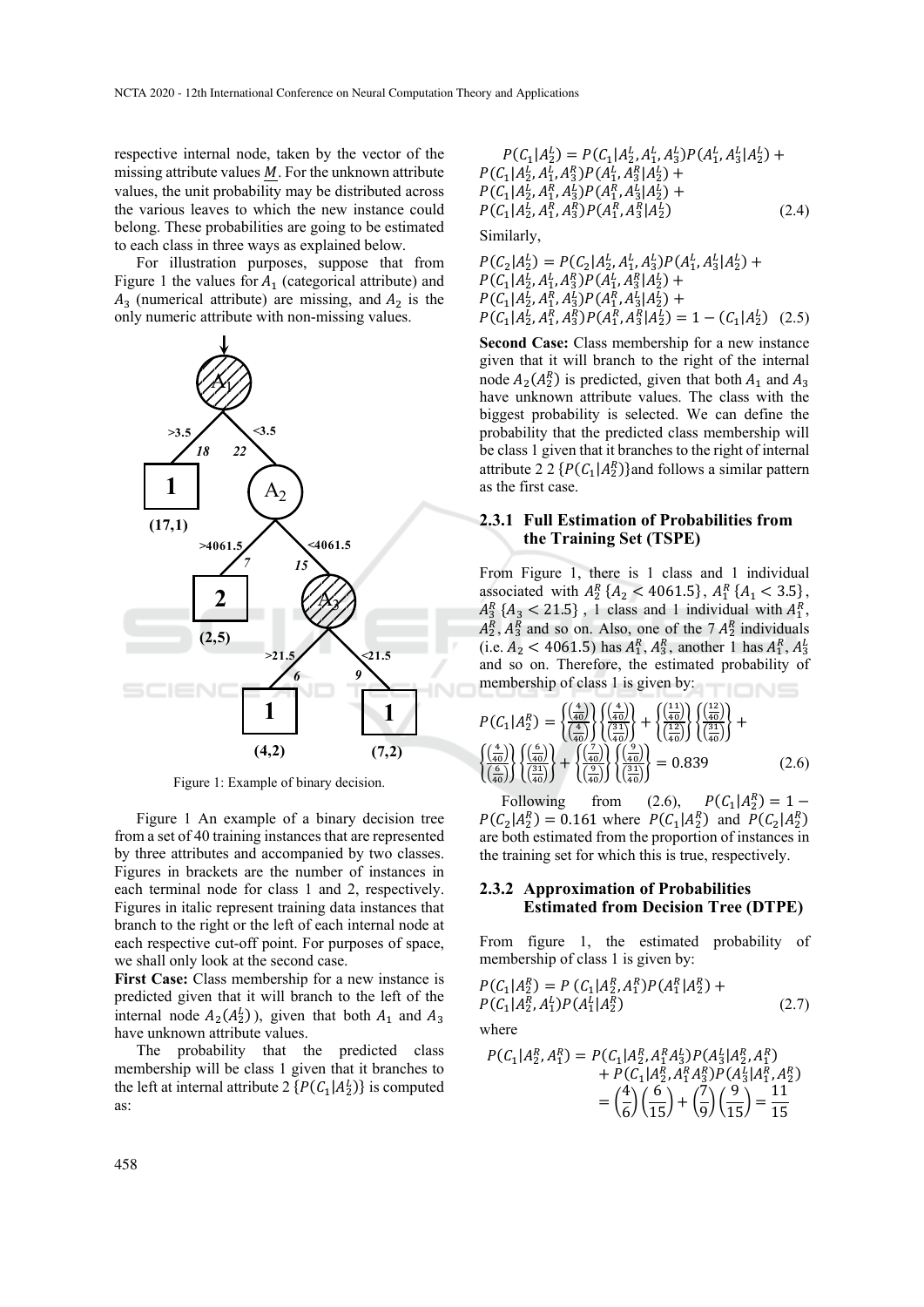respective internal node, taken by the vector of the missing attribute values $\underline{M}$. For the unknown attribute values, the unit probability may be distributed across the various leaves to which the new instance could belong. These probabilities are going to be estimated to each class in three ways as explained below.

For illustration purposes, suppose that from Figure 1 the values for $A_1$ (categorical attribute) and $A_3$ (numerical attribute) are missing, and $A_2$ is the only numeric attribute with non-missing values.

Figure 1: Example of binary decision.

Figure 1 An example of a binary decision tree from a set of 40 training instances that are represented by three attributes and accompanied by two classes. Figures in brackets are the number of instances in each terminal node for class 1 and 2, respectively. Figures in italic represent training data instances that branch to the right or the left of each internal node at each respective cut-off point. For purposes of space, we shall only look at the second case.

**First Case:** Class membership for a new instance is predicted given that it will branch to the left of the internal node $A_2(A_2^L)$), given that both $A_1$ and $A_3$ have unknown attribute values.

The probability that the predicted class membership will be class 1 given that it branches to the left at internal attribute 2 $\{P(C_1|A_2^L)\}$ is computed as:

$$P(C_1|A_2^L) = P(C_1|A_2^L, A_1^L, A_3^L)P(A_1^L, A_3^L|A_2^L) + P(C_1|A_2^L, A_1^L, A_3^R)P(A_1^L, A_3^R|A_2^L) + P(C_1|A_2^L, A_1^R, A_3^L)P(A_1^R, A_3^L|A_2^L) + P(C_1|A_2^L, A_1^R, A_3^R)P(A_1^R, A_3^R|A_2^L) \quad (2.4)$$

Similarly,

$$P(C_2|A_2^L) = P(C_2|A_2^L, A_1^L, A_3^L)P(A_1^L, A_3^L|A_2^L) + P(C_1|A_2^L, A_1^L, A_3^R)P(A_1^L, A_3^R|A_2^L) + P(C_1|A_2^L, A_1^R, A_3^L)P(A_1^R, A_3^L|A_2^L) + P(C_1|A_2^L, A_1^R, A_3^R)P(A_1^R, A_3^R|A_2^L) = 1 - (C_1|A_2^L) \quad (2.5)$$

**Second Case:** Class membership for a new instance given that it will branch to the right of the internal node $A_2(A_2^R)$ is predicted, given that both $A_1$ and $A_3$ have unknown attribute values. The class with the biggest probability is selected. We can define the probability that the predicted class membership will be class 1 given that it branches to the right of internal attribute 2 2 $\{P(C_1|A_2^R)\}$and follows a similar pattern as the first case.

### 2.3.1 Full Estimation of Probabilities from the Training Set (TSPE)

From Figure 1, there is 1 class and 1 individual associated with $A_2^R$ $\{A_2 < 4061.5\}$, $A_1^R$ $\{A_1 < 3.5\}$, $A_3^R$ $\{A_3 < 21.5\}$ , 1 class and 1 individual with $A_1^R$, $A_2^R$, $A_3^R$ and so on. Also, one of the 7 $A_2^R$ individuals (i.e. $A_2 < 4061.5$) has $A_1^R$, $A_3^R$, another 1 has $A_1^R$, $A_3^L$ and so on. Therefore, the estimated probability of membership of class 1 is given by:

$$P(C_1|A_2^R) = \left\{\frac{\left(\frac{4}{40}\right)}{\left(\frac{4}{40}\right)}\right\}\left\{\frac{\left(\frac{4}{40}\right)}{\left(\frac{31}{40}\right)}\right\} + \left\{\frac{\left(\frac{11}{40}\right)}{\left(\frac{12}{40}\right)}\right\}\left\{\frac{\left(\frac{12}{40}\right)}{\left(\frac{31}{40}\right)}\right\} + \left\{\frac{\left(\frac{4}{40}\right)}{\left(\frac{6}{40}\right)}\right\}\left\{\frac{\left(\frac{6}{40}\right)}{\left(\frac{31}{40}\right)}\right\} + \left\{\frac{\left(\frac{7}{40}\right)}{\left(\frac{9}{40}\right)}\right\}\left\{\frac{\left(\frac{9}{40}\right)}{\left(\frac{31}{40}\right)}\right\} = 0.839 \quad (2.6)$$

Following from (2.6), $P(C_1|A_2^R) = 1 - P(C_2|A_2^R) = 0.161$ where $P(C_1|A_2^R)$ and $P(C_2|A_2^R)$ are both estimated from the proportion of instances in the training set for which this is true, respectively.

### 2.3.2 Approximation of Probabilities Estimated from Decision Tree (DTPE)

From figure 1, the estimated probability of membership of class 1 is given by:

$$P(C_1|A_2^R) = P\,(C_1|A_2^R, A_1^R)P(A_1^R|A_2^R) + P(C_1|A_2^R, A_1^L)P(A_1^L|A_2^R) \quad (2.7)$$

where

$$\begin{aligned} P(C_1|A_2^R, A_1^R) &= P(C_1|A_2^R, A_1^R A_3^L)P(A_3^L|A_2^R, A_1^R) \\ &+ P(C_1|A_2^R, A_1^R A_3^R)P(A_3^L|A_1^R, A_2^R) \\ &= \left(\frac{4}{6}\right)\left(\frac{6}{15}\right) + \left(\frac{7}{9}\right)\left(\frac{9}{15}\right) = \frac{11}{15} \end{aligned}$$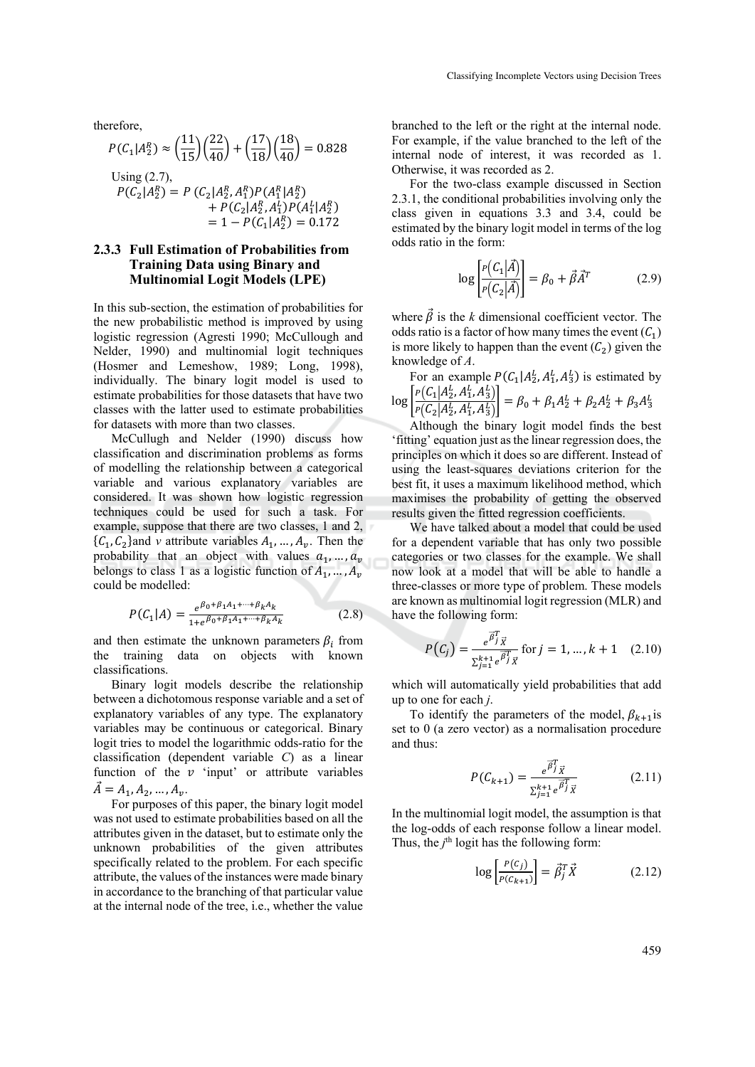therefore,

$$P(C_1|A_2^R) \approx \left(\frac{11}{15}\right)\left(\frac{22}{40}\right) + \left(\frac{17}{18}\right)\left(\frac{18}{40}\right) = 0.828$$

Using (2.7),

$$P(C_2|A_2^R) = P\,(C_2|A_2^R, A_1^R)P(A_1^R|A_2^R) + P(C_2|A_2^R, A_1^L)P(A_1^L|A_2^R) = 1 - P(C_1|A_2^R) = 0.172$$

### 2.3.3 Full Estimation of Probabilities from Training Data using Binary and Multinomial Logit Models (LPE)

In this sub-section, the estimation of probabilities for the new probabilistic method is improved by using logistic regression (Agresti 1990; McCullough and Nelder, 1990) and multinomial logit techniques (Hosmer and Lemeshow, 1989; Long, 1998), individually. The binary logit model is used to estimate probabilities for those datasets that have two classes with the latter used to estimate probabilities for datasets with more than two classes.

McCullugh and Nelder (1990) discuss how classification and discrimination problems as forms of modelling the relationship between a categorical variable and various explanatory variables are considered. It was shown how logistic regression techniques could be used for such a task. For example, suppose that there are two classes, 1 and 2, $\{C_1, C_2\}$and $v$ attribute variables $A_1, \ldots, A_v$. Then the probability that an object with values $a_1, \ldots, a_v$ belongs to class 1 as a logistic function of $A_1, \ldots, A_v$ could be modelled:

$$P(C_1|A) = \frac{e^{\beta_0+\beta_1 A_1+\cdots+\beta_k A_k}}{1+e^{\beta_0+\beta_1 A_1+\cdots+\beta_k A_k}} \tag{2.8}$$

and then estimate the unknown parameters $\beta_i$ from the training data on objects with known classifications.

Binary logit models describe the relationship between a dichotomous response variable and a set of explanatory variables of any type. The explanatory variables may be continuous or categorical. Binary logit tries to model the logarithmic odds-ratio for the classification (dependent variable $C$) as a linear function of the $v$ 'input' or attribute variables $\vec{A} = A_1, A_2, \ldots, A_v$.

For purposes of this paper, the binary logit model was not used to estimate probabilities based on all the attributes given in the dataset, but to estimate only the unknown probabilities of the given attributes specifically related to the problem. For each specific attribute, the values of the instances were made binary in accordance to the branching of that particular value at the internal node of the tree, i.e., whether the value branched to the left or the right at the internal node. For example, if the value branched to the left of the internal node of interest, it was recorded as 1. Otherwise, it was recorded as 2.

For the two-class example discussed in Section 2.3.1, the conditional probabilities involving only the class given in equations 3.3 and 3.4, could be estimated by the binary logit model in terms of the log odds ratio in the form:

$$\log\left[\frac{P\left(C_1\middle|\vec{A}\right)}{P\left(C_2\middle|\vec{A}\right)}\right] = \beta_0 + \vec{\beta}\vec{A}^T \tag{2.9}$$

where $\vec{\beta}$ is the $k$ dimensional coefficient vector. The odds ratio is a factor of how many times the event $(C_1)$ is more likely to happen than the event $(C_2)$ given the knowledge of $A$.

For an example $P(C_1|A_2^L, A_1^L, A_3^L)$ is estimated by $\log\left[\frac{P\left(C_1|A_2^L, A_1^L, A_3^L\right)}{P\left(C_2|A_2^L, A_1^L, A_3^L\right)}\right] = \beta_0 + \beta_1 A_2^L + \beta_2 A_2^L + \beta_3 A_3^L$

Although the binary logit model finds the best 'fitting' equation just as the linear regression does, the principles on which it does so are different. Instead of using the least-squares deviations criterion for the best fit, it uses a maximum likelihood method, which maximises the probability of getting the observed results given the fitted regression coefficients.

We have talked about a model that could be used for a dependent variable that has only two possible categories or two classes for the example. We shall now look at a model that will be able to handle a three-classes or more type of problem. These models are known as multinomial logit regression (MLR) and have the following form:

$$P(C_j) = \frac{e^{\vec{\beta}_j^T \vec{X}}}{\sum_{j=1}^{k+1} e^{\vec{\beta}_j^T \vec{X}}} \text{ for } j = 1, \ldots, k+1 \tag{2.10}$$

which will automatically yield probabilities that add up to one for each $j$.

To identify the parameters of the model, $\beta_{k+1}$is set to 0 (a zero vector) as a normalisation procedure and thus:

$$P(C_{k+1}) = \frac{e^{\vec{\beta}_j^T \vec{X}}}{\sum_{j=1}^{k+1} e^{\vec{\beta}_j^T \vec{X}}} \tag{2.11}$$

In the multinomial logit model, the assumption is that the log-odds of each response follow a linear model. Thus, the $j^{th}$ logit has the following form:

$$\log\left[\frac{P(C_j)}{P(C_{k+1})}\right] = \vec{\beta}_j^T \vec{X} \tag{2.12}$$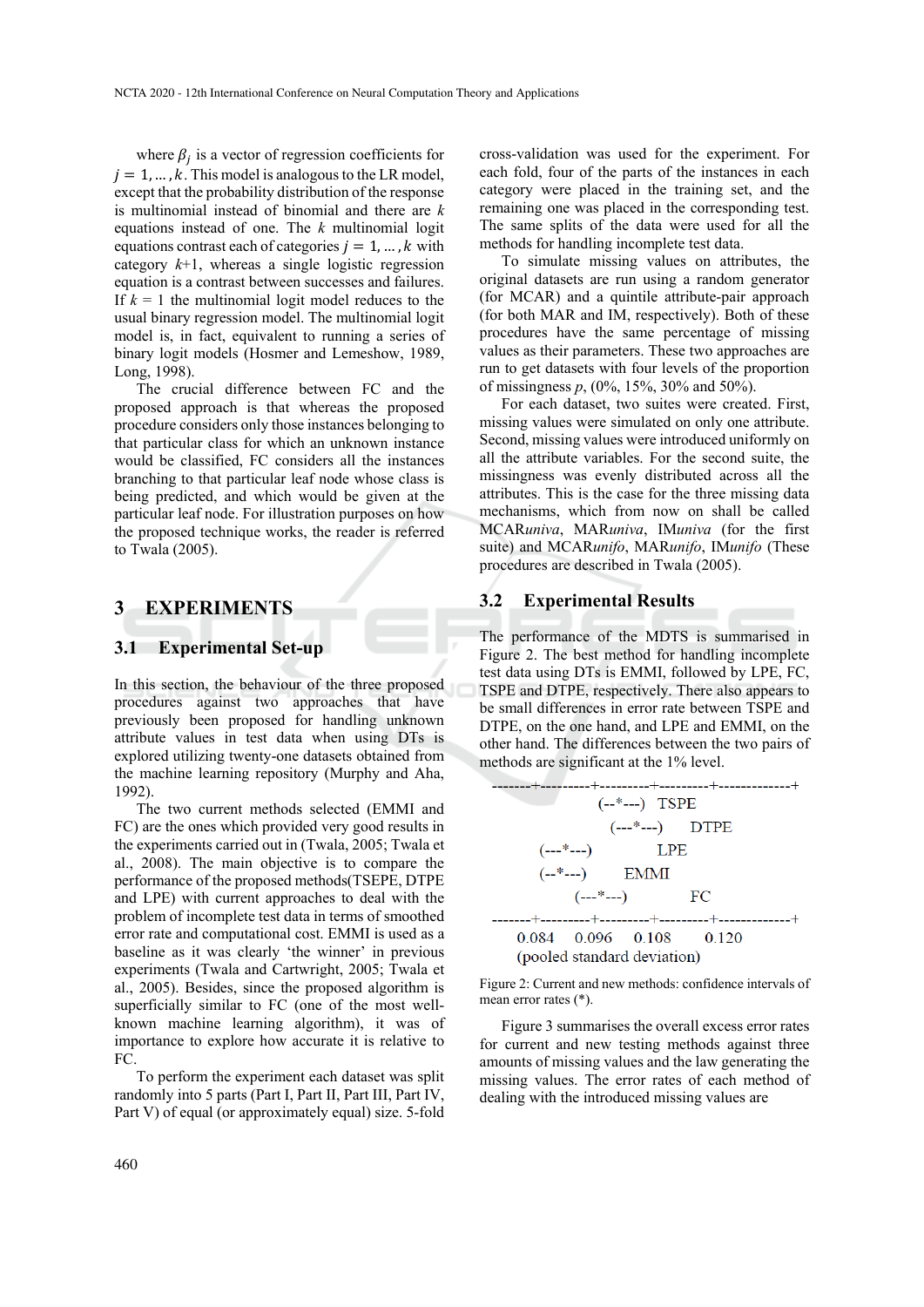where $\beta_j$ is a vector of regression coefficients for $j = 1, \ldots, k$. This model is analogous to the LR model, except that the probability distribution of the response is multinomial instead of binomial and there are $k$ equations instead of one. The $k$ multinomial logit equations contrast each of categories $j = 1, \ldots, k$ with category $k$+1, whereas a single logistic regression equation is a contrast between successes and failures. If $k$ = 1 the multinomial logit model reduces to the usual binary regression model. The multinomial logit model is, in fact, equivalent to running a series of binary logit models (Hosmer and Lemeshow, 1989, Long, 1998).

The crucial difference between FC and the proposed approach is that whereas the proposed procedure considers only those instances belonging to that particular class for which an unknown instance would be classified, FC considers all the instances branching to that particular leaf node whose class is being predicted, and which would be given at the particular leaf node. For illustration purposes on how the proposed technique works, the reader is referred to Twala (2005).

## 3 EXPERIMENTS

### 3.1 Experimental Set-up

In this section, the behaviour of the three proposed procedures against two approaches that have previously been proposed for handling unknown attribute values in test data when using DTs is explored utilizing twenty-one datasets obtained from the machine learning repository (Murphy and Aha, 1992).

The two current methods selected (EMMI and FC) are the ones which provided very good results in the experiments carried out in (Twala, 2005; Twala et al., 2008). The main objective is to compare the performance of the proposed methods(TSEPE, DTPE and LPE) with current approaches to deal with the problem of incomplete test data in terms of smoothed error rate and computational cost. EMMI is used as a baseline as it was clearly 'the winner' in previous experiments (Twala and Cartwright, 2005; Twala et al., 2005). Besides, since the proposed algorithm is superficially similar to FC (one of the most well-known machine learning algorithm), it was of importance to explore how accurate it is relative to FC.

To perform the experiment each dataset was split randomly into 5 parts (Part I, Part II, Part III, Part IV, Part V) of equal (or approximately equal) size. 5-fold cross-validation was used for the experiment. For each fold, four of the parts of the instances in each category were placed in the training set, and the remaining one was placed in the corresponding test. The same splits of the data were used for all the methods for handling incomplete test data.

To simulate missing values on attributes, the original datasets are run using a random generator (for MCAR) and a quintile attribute-pair approach (for both MAR and IM, respectively). Both of these procedures have the same percentage of missing values as their parameters. These two approaches are run to get datasets with four levels of the proportion of missingness $p$, (0%, 15%, 30% and 50%).

For each dataset, two suites were created. First, missing values were simulated on only one attribute. Second, missing values were introduced uniformly on all the attribute variables. For the second suite, the missingness was evenly distributed across all the attributes. This is the case for the three missing data mechanisms, which from now on shall be called MCAR*univa*, MAR*univa*, IM*univa* (for the first suite) and MCAR*unifo*, MAR*unifo*, IM*unifo* (These procedures are described in Twala (2005).

### 3.2 Experimental Results

The performance of the MDTS is summarised in Figure 2. The best method for handling incomplete test data using DTs is EMMI, followed by LPE, FC, TSPE and DTPE, respectively. There also appears to be small differences in error rate between TSPE and DTPE, on the one hand, and LPE and EMMI, on the other hand. The differences between the two pairs of methods are significant at the 1% level.

```
-------+---------+---------+---------+-------------+
                (--*---)  TSPE
                  (---*---)    DTPE
      (---*---)           LPE
      (--*---)       EMMI
            (---*---)          FC
-------+---------+---------+---------+-------------+
   0.084    0.096    0.108     0.120
   (pooled standard deviation)
```

Figure 2: Current and new methods: confidence intervals of mean error rates (*).

Figure 3 summarises the overall excess error rates for current and new testing methods against three amounts of missing values and the law generating the missing values. The error rates of each method of dealing with the introduced missing values are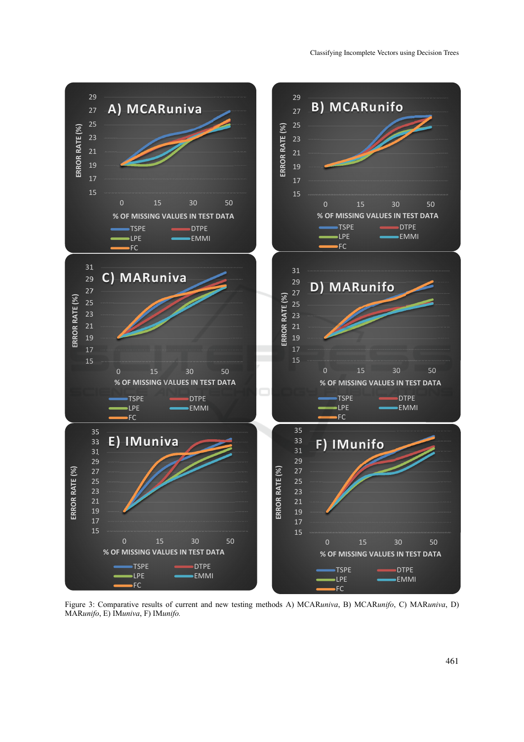Figure 3: Comparative results of current and new testing methods A) MCAR*univa*, B) MCAR*unifo*, C) MAR*univa*, D) MAR*unifo*, E) IM*univa*, F) IM*unifo*.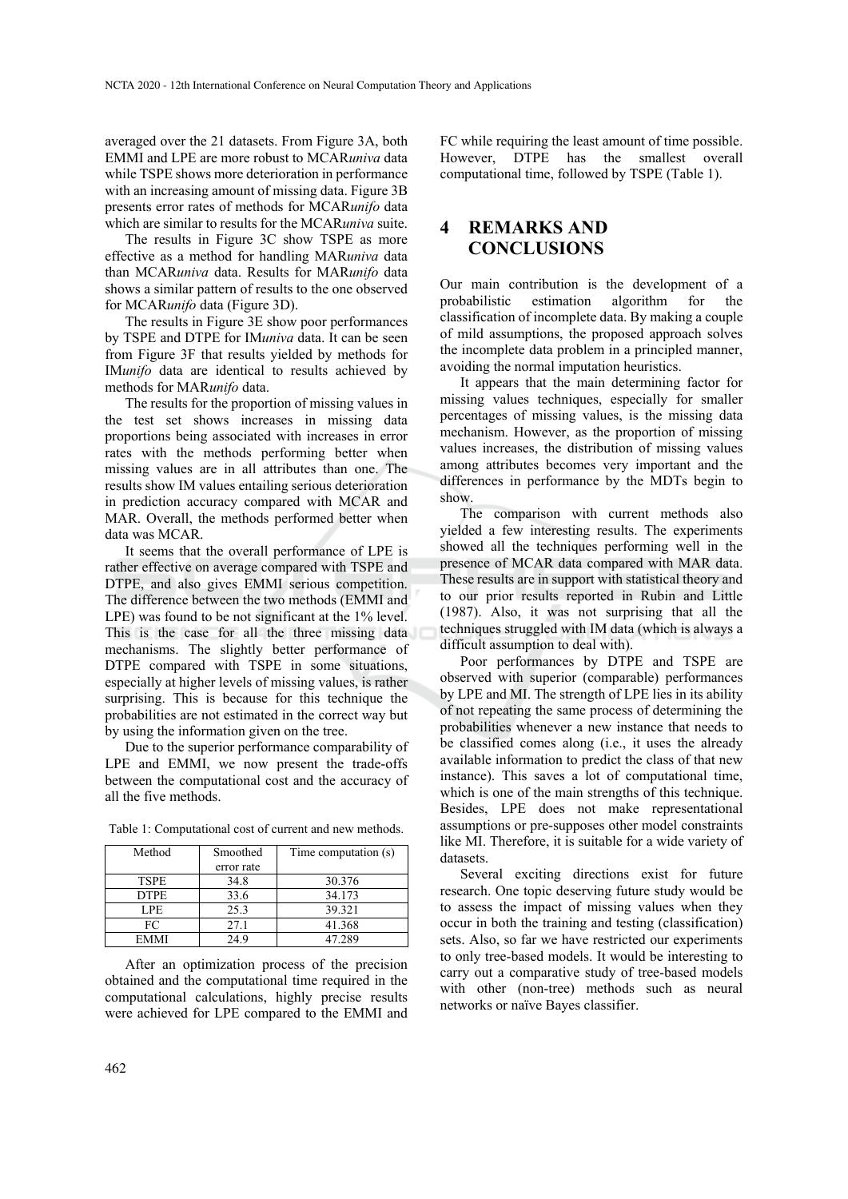averaged over the 21 datasets. From Figure 3A, both EMMI and LPE are more robust to MCAR*univa* data while TSPE shows more deterioration in performance with an increasing amount of missing data. Figure 3B presents error rates of methods for MCAR*unifo* data which are similar to results for the MCAR*univa* suite.

The results in Figure 3C show TSPE as more effective as a method for handling MAR*univa* data than MCAR*univa* data. Results for MAR*unifo* data shows a similar pattern of results to the one observed for MCAR*unifo* data (Figure 3D).

The results in Figure 3E show poor performances by TSPE and DTPE for IM*univa* data. It can be seen from Figure 3F that results yielded by methods for IM*unifo* data are identical to results achieved by methods for MAR*unifo* data.

The results for the proportion of missing values in the test set shows increases in missing data proportions being associated with increases in error rates with the methods performing better when missing values are in all attributes than one. The results show IM values entailing serious deterioration in prediction accuracy compared with MCAR and MAR. Overall, the methods performed better when data was MCAR.

It seems that the overall performance of LPE is rather effective on average compared with TSPE and DTPE, and also gives EMMI serious competition. The difference between the two methods (EMMI and LPE) was found to be not significant at the 1% level. This is the case for all the three missing data mechanisms. The slightly better performance of DTPE compared with TSPE in some situations, especially at higher levels of missing values, is rather surprising. This is because for this technique the probabilities are not estimated in the correct way but by using the information given on the tree.

Due to the superior performance comparability of LPE and EMMI, we now present the trade-offs between the computational cost and the accuracy of all the five methods.

Table 1: Computational cost of current and new methods.

| Method | Smoothed error rate | Time computation (s) |
|---|---|---|
| TSPE | 34.8 | 30.376 |
| DTPE | 33.6 | 34.173 |
| LPE | 25.3 | 39.321 |
| FC | 27.1 | 41.368 |
| EMMI | 24.9 | 47.289 |

After an optimization process of the precision obtained and the computational time required in the computational calculations, highly precise results were achieved for LPE compared to the EMMI and FC while requiring the least amount of time possible. However, DTPE has the smallest overall computational time, followed by TSPE (Table 1).

# 4 REMARKS AND CONCLUSIONS

Our main contribution is the development of a probabilistic estimation algorithm for the classification of incomplete data. By making a couple of mild assumptions, the proposed approach solves the incomplete data problem in a principled manner, avoiding the normal imputation heuristics.

It appears that the main determining factor for missing values techniques, especially for smaller percentages of missing values, is the missing data mechanism. However, as the proportion of missing values increases, the distribution of missing values among attributes becomes very important and the differences in performance by the MDTs begin to show.

The comparison with current methods also yielded a few interesting results. The experiments showed all the techniques performing well in the presence of MCAR data compared with MAR data. These results are in support with statistical theory and to our prior results reported in Rubin and Little (1987). Also, it was not surprising that all the techniques struggled with IM data (which is always a difficult assumption to deal with).

Poor performances by DTPE and TSPE are observed with superior (comparable) performances by LPE and MI. The strength of LPE lies in its ability of not repeating the same process of determining the probabilities whenever a new instance that needs to be classified comes along (i.e., it uses the already available information to predict the class of that new instance). This saves a lot of computational time, which is one of the main strengths of this technique. Besides, LPE does not make representational assumptions or pre-supposes other model constraints like MI. Therefore, it is suitable for a wide variety of datasets.

Several exciting directions exist for future research. One topic deserving future study would be to assess the impact of missing values when they occur in both the training and testing (classification) sets. Also, so far we have restricted our experiments to only tree-based models. It would be interesting to carry out a comparative study of tree-based models with other (non-tree) methods such as neural networks or naïve Bayes classifier.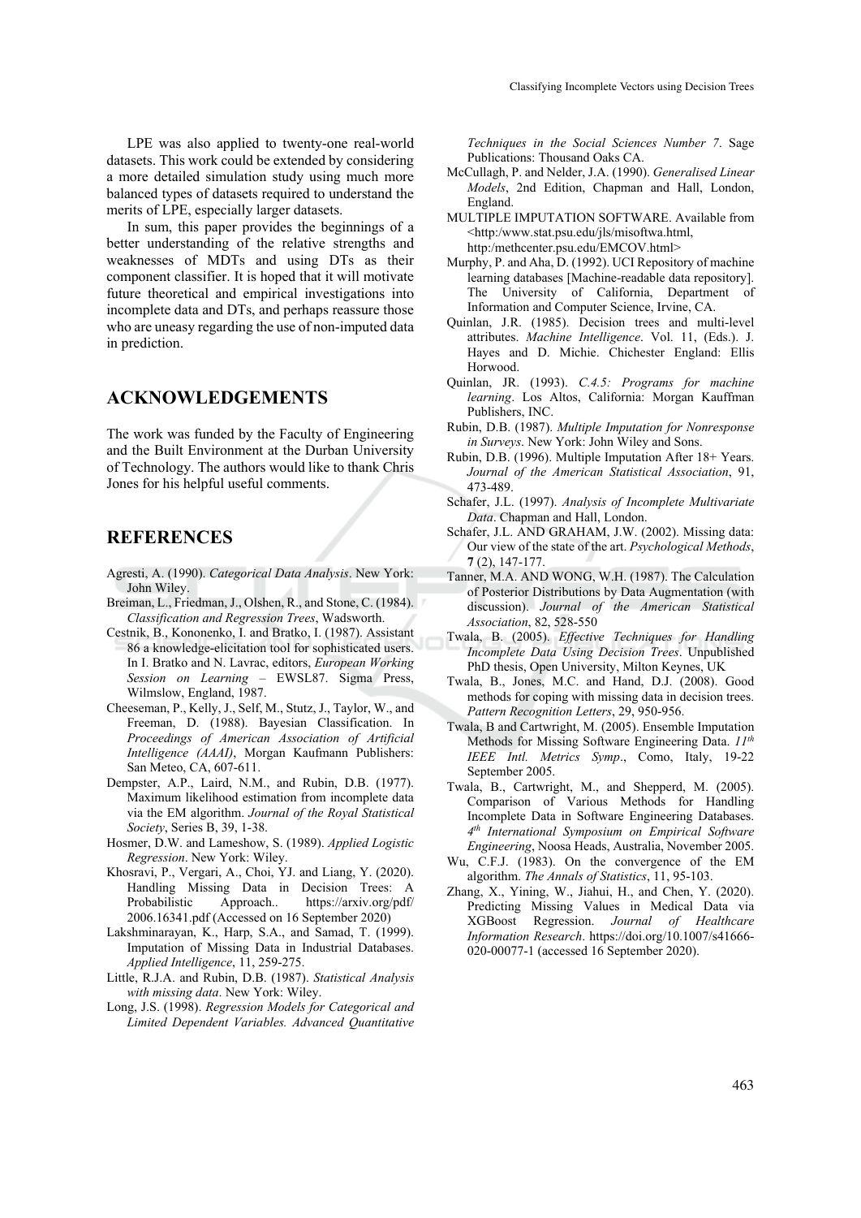LPE was also applied to twenty-one real-world datasets. This work could be extended by considering a more detailed simulation study using much more balanced types of datasets required to understand the merits of LPE, especially larger datasets.

In sum, this paper provides the beginnings of a better understanding of the relative strengths and weaknesses of MDTs and using DTs as their component classifier. It is hoped that it will motivate future theoretical and empirical investigations into incomplete data and DTs, and perhaps reassure those who are uneasy regarding the use of non-imputed data in prediction.

## ACKNOWLEDGEMENTS

The work was funded by the Faculty of Engineering and the Built Environment at the Durban University of Technology. The authors would like to thank Chris Jones for his helpful useful comments.

## REFERENCES

Agresti, A. (1990). *Categorical Data Analysis*. New York: John Wiley.

Breiman, L., Friedman, J., Olshen, R., and Stone, C. (1984). *Classification and Regression Trees*, Wadsworth.

Cestnik, B., Kononenko, I. and Bratko, I. (1987). Assistant 86 a knowledge-elicitation tool for sophisticated users. In I. Bratko and N. Lavrac, editors, *European Working Session on Learning* – EWSL87. Sigma Press, Wilmslow, England, 1987.

Cheeseman, P., Kelly, J., Self, M., Stutz, J., Taylor, W., and Freeman, D. (1988). Bayesian Classification. In *Proceedings of American Association of Artificial Intelligence (AAAI)*, Morgan Kaufmann Publishers: San Meteo, CA, 607-611.

Dempster, A.P., Laird, N.M., and Rubin, D.B. (1977). Maximum likelihood estimation from incomplete data via the EM algorithm. *Journal of the Royal Statistical Society*, Series B, 39, 1-38.

Hosmer, D.W. and Lameshow, S. (1989). *Applied Logistic Regression*. New York: Wiley.

Khosravi, P., Vergari, A., Choi, YJ. and Liang, Y. (2020). Handling Missing Data in Decision Trees: A Probabilistic Approach.. https://arxiv.org/pdf/2006.16341.pdf (Accessed on 16 September 2020)

Lakshminarayan, K., Harp, S.A., and Samad, T. (1999). Imputation of Missing Data in Industrial Databases. *Applied Intelligence*, 11, 259-275.

Little, R.J.A. and Rubin, D.B. (1987). *Statistical Analysis with missing data*. New York: Wiley.

Long, J.S. (1998). *Regression Models for Categorical and Limited Dependent Variables. Advanced Quantitative Techniques in the Social Sciences Number 7*. Sage Publications: Thousand Oaks CA.

McCullagh, P. and Nelder, J.A. (1990). *Generalised Linear Models*, 2nd Edition, Chapman and Hall, London, England.

MULTIPLE IMPUTATION SOFTWARE. Available from <http:/www.stat.psu.edu/jls/misoftwa.html, http:/methcenter.psu.edu/EMCOV.html>

Murphy, P. and Aha, D. (1992). UCI Repository of machine learning databases [Machine-readable data repository]. The University of California, Department of Information and Computer Science, Irvine, CA.

Quinlan, J.R. (1985). Decision trees and multi-level attributes. *Machine Intelligence*. Vol. 11, (Eds.). J. Hayes and D. Michie. Chichester England: Ellis Horwood.

Quinlan, JR. (1993). *C.4.5: Programs for machine learning*. Los Altos, California: Morgan Kauffman Publishers, INC.

Rubin, D.B. (1987). *Multiple Imputation for Nonresponse in Surveys*. New York: John Wiley and Sons.

Rubin, D.B. (1996). Multiple Imputation After 18+ Years. *Journal of the American Statistical Association*, 91, 473-489.

Schafer, J.L. (1997). *Analysis of Incomplete Multivariate Data*. Chapman and Hall, London.

Schafer, J.L. AND GRAHAM, J.W. (2002). Missing data: Our view of the state of the art. *Psychological Methods*, **7** (2), 147-177.

Tanner, M.A. AND WONG, W.H. (1987). The Calculation of Posterior Distributions by Data Augmentation (with discussion). *Journal of the American Statistical Association*, 82, 528-550

Twala, B. (2005). *Effective Techniques for Handling Incomplete Data Using Decision Trees*. Unpublished PhD thesis, Open University, Milton Keynes, UK

Twala, B., Jones, M.C. and Hand, D.J. (2008). Good methods for coping with missing data in decision trees. *Pattern Recognition Letters*, 29, 950-956.

Twala, B and Cartwright, M. (2005). Ensemble Imputation Methods for Missing Software Engineering Data. *11th IEEE Intl. Metrics Symp*., Como, Italy, 19-22 September 2005.

Twala, B., Cartwright, M., and Shepperd, M. (2005). Comparison of Various Methods for Handling Incomplete Data in Software Engineering Databases. *4th International Symposium on Empirical Software Engineering*, Noosa Heads, Australia, November 2005.

Wu, C.F.J. (1983). On the convergence of the EM algorithm. *The Annals of Statistics*, 11, 95-103.

Zhang, X., Yining, W., Jiahui, H., and Chen, Y. (2020). Predicting Missing Values in Medical Data via XGBoost Regression. *Journal of Healthcare Information Research*. https://doi.org/10.1007/s41666-020-00077-1 (accessed 16 September 2020).